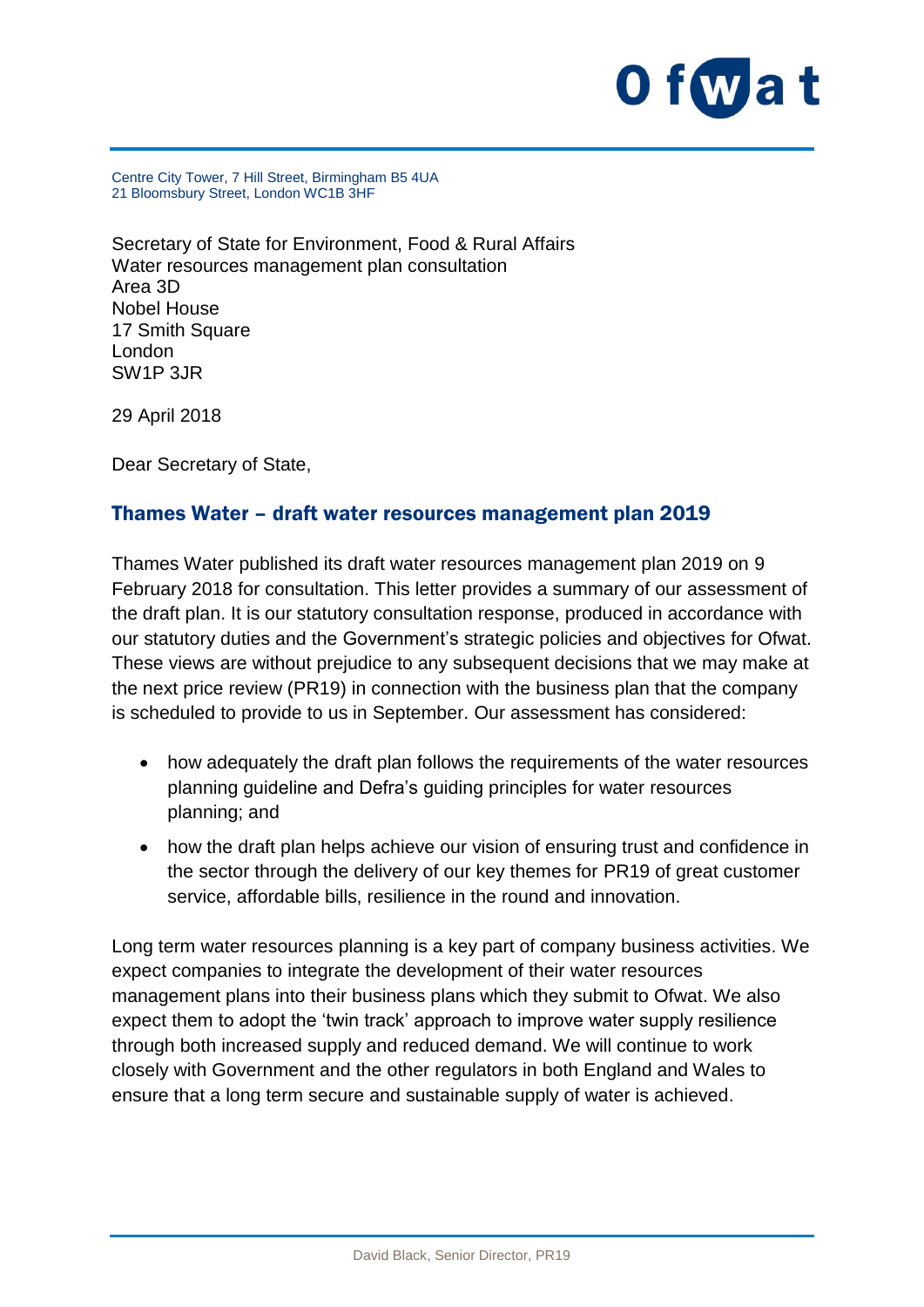Centre City Tower, 7 Hill Street, Birmingham B5 4UA
21 Bloomsbury Street, London WC1B 3HF

Secretary of State for Environment, Food & Rural Affairs
Water resources management plan consultation
Area 3D
Nobel House
17 Smith Square
London
SW1P 3JR

29 April 2018

Dear Secretary of State,

## Thames Water – draft water resources management plan 2019

Thames Water published its draft water resources management plan 2019 on 9 February 2018 for consultation. This letter provides a summary of our assessment of the draft plan. It is our statutory consultation response, produced in accordance with our statutory duties and the Government's strategic policies and objectives for Ofwat. These views are without prejudice to any subsequent decisions that we may make at the next price review (PR19) in connection with the business plan that the company is scheduled to provide to us in September. Our assessment has considered:

- how adequately the draft plan follows the requirements of the water resources planning guideline and Defra's guiding principles for water resources planning; and
- how the draft plan helps achieve our vision of ensuring trust and confidence in the sector through the delivery of our key themes for PR19 of great customer service, affordable bills, resilience in the round and innovation.

Long term water resources planning is a key part of company business activities. We expect companies to integrate the development of their water resources management plans into their business plans which they submit to Ofwat. We also expect them to adopt the 'twin track' approach to improve water supply resilience through both increased supply and reduced demand. We will continue to work closely with Government and the other regulators in both England and Wales to ensure that a long term secure and sustainable supply of water is achieved.

David Black, Senior Director, PR19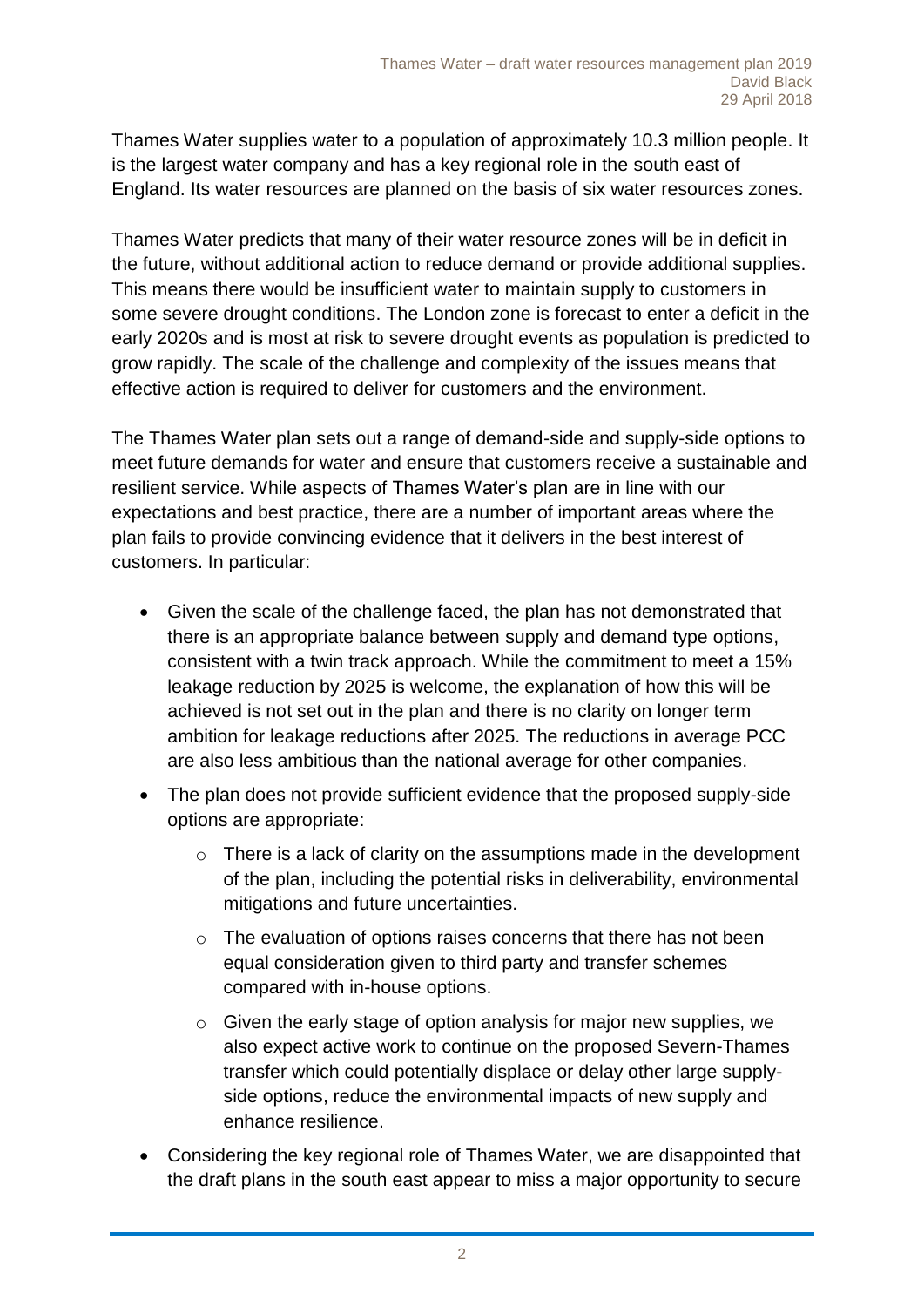Thames Water supplies water to a population of approximately 10.3 million people. It is the largest water company and has a key regional role in the south east of England. Its water resources are planned on the basis of six water resources zones.

Thames Water predicts that many of their water resource zones will be in deficit in the future, without additional action to reduce demand or provide additional supplies. This means there would be insufficient water to maintain supply to customers in some severe drought conditions. The London zone is forecast to enter a deficit in the early 2020s and is most at risk to severe drought events as population is predicted to grow rapidly. The scale of the challenge and complexity of the issues means that effective action is required to deliver for customers and the environment.

The Thames Water plan sets out a range of demand-side and supply-side options to meet future demands for water and ensure that customers receive a sustainable and resilient service. While aspects of Thames Water's plan are in line with our expectations and best practice, there are a number of important areas where the plan fails to provide convincing evidence that it delivers in the best interest of customers. In particular:

- Given the scale of the challenge faced, the plan has not demonstrated that there is an appropriate balance between supply and demand type options, consistent with a twin track approach. While the commitment to meet a 15% leakage reduction by 2025 is welcome, the explanation of how this will be achieved is not set out in the plan and there is no clarity on longer term ambition for leakage reductions after 2025. The reductions in average PCC are also less ambitious than the national average for other companies.
- The plan does not provide sufficient evidence that the proposed supply-side options are appropriate:
  - There is a lack of clarity on the assumptions made in the development of the plan, including the potential risks in deliverability, environmental mitigations and future uncertainties.
  - The evaluation of options raises concerns that there has not been equal consideration given to third party and transfer schemes compared with in-house options.
  - Given the early stage of option analysis for major new supplies, we also expect active work to continue on the proposed Severn-Thames transfer which could potentially displace or delay other large supply-side options, reduce the environmental impacts of new supply and enhance resilience.
- Considering the key regional role of Thames Water, we are disappointed that the draft plans in the south east appear to miss a major opportunity to secure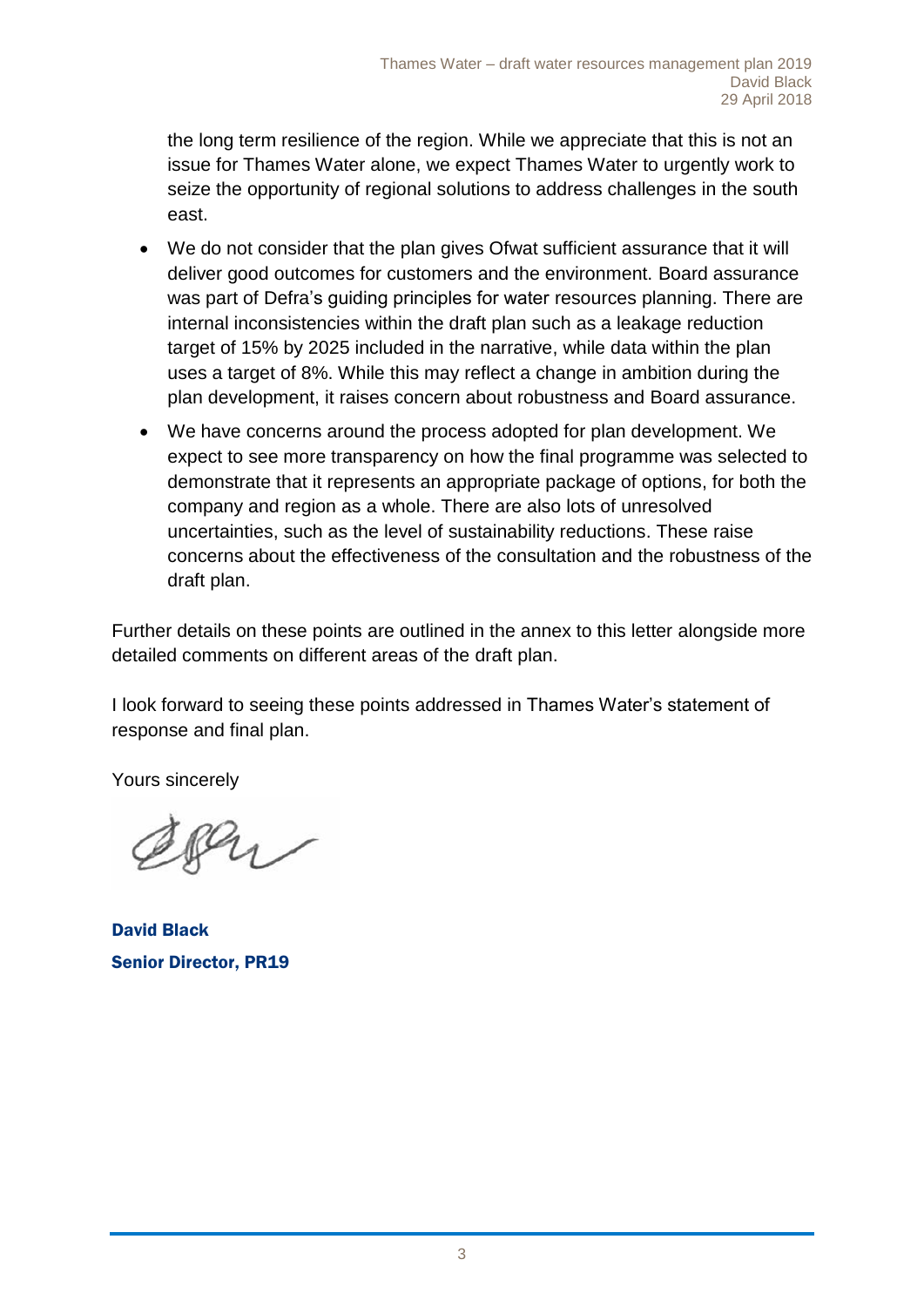the long term resilience of the region. While we appreciate that this is not an issue for Thames Water alone, we expect Thames Water to urgently work to seize the opportunity of regional solutions to address challenges in the south east.

- We do not consider that the plan gives Ofwat sufficient assurance that it will deliver good outcomes for customers and the environment. Board assurance was part of Defra's guiding principles for water resources planning. There are internal inconsistencies within the draft plan such as a leakage reduction target of 15% by 2025 included in the narrative, while data within the plan uses a target of 8%. While this may reflect a change in ambition during the plan development, it raises concern about robustness and Board assurance.
- We have concerns around the process adopted for plan development. We expect to see more transparency on how the final programme was selected to demonstrate that it represents an appropriate package of options, for both the company and region as a whole. There are also lots of unresolved uncertainties, such as the level of sustainability reductions. These raise concerns about the effectiveness of the consultation and the robustness of the draft plan.

Further details on these points are outlined in the annex to this letter alongside more detailed comments on different areas of the draft plan.

I look forward to seeing these points addressed in Thames Water's statement of response and final plan.

Yours sincerely

**David Black**
**Senior Director, PR19**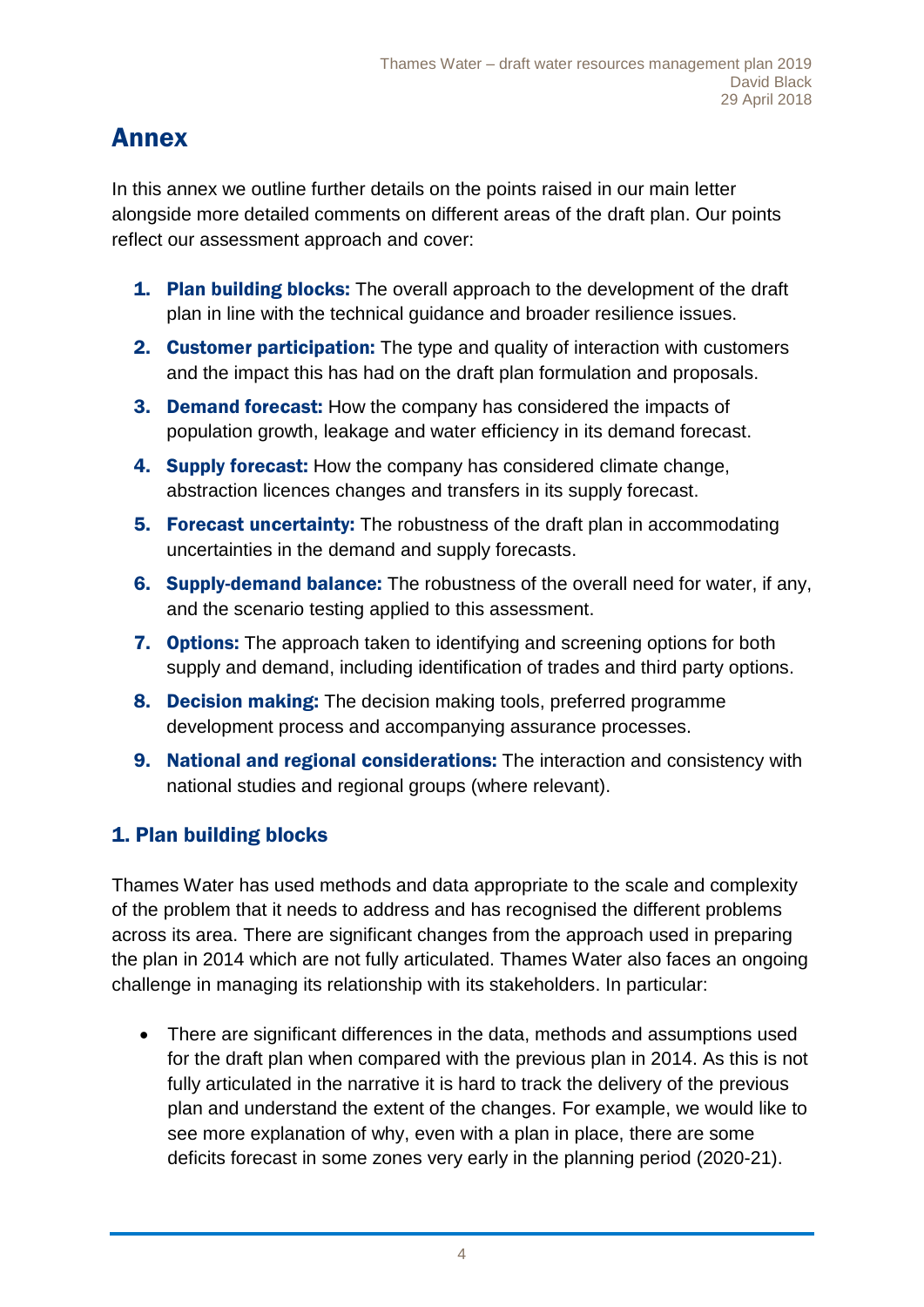# Annex

In this annex we outline further details on the points raised in our main letter alongside more detailed comments on different areas of the draft plan. Our points reflect our assessment approach and cover:

1. **Plan building blocks:** The overall approach to the development of the draft plan in line with the technical guidance and broader resilience issues.
2. **Customer participation:** The type and quality of interaction with customers and the impact this has had on the draft plan formulation and proposals.
3. **Demand forecast:** How the company has considered the impacts of population growth, leakage and water efficiency in its demand forecast.
4. **Supply forecast:** How the company has considered climate change, abstraction licences changes and transfers in its supply forecast.
5. **Forecast uncertainty:** The robustness of the draft plan in accommodating uncertainties in the demand and supply forecasts.
6. **Supply-demand balance:** The robustness of the overall need for water, if any, and the scenario testing applied to this assessment.
7. **Options:** The approach taken to identifying and screening options for both supply and demand, including identification of trades and third party options.
8. **Decision making:** The decision making tools, preferred programme development process and accompanying assurance processes.
9. **National and regional considerations:** The interaction and consistency with national studies and regional groups (where relevant).

## 1. Plan building blocks

Thames Water has used methods and data appropriate to the scale and complexity of the problem that it needs to address and has recognised the different problems across its area. There are significant changes from the approach used in preparing the plan in 2014 which are not fully articulated. Thames Water also faces an ongoing challenge in managing its relationship with its stakeholders. In particular:

- There are significant differences in the data, methods and assumptions used for the draft plan when compared with the previous plan in 2014. As this is not fully articulated in the narrative it is hard to track the delivery of the previous plan and understand the extent of the changes. For example, we would like to see more explanation of why, even with a plan in place, there are some deficits forecast in some zones very early in the planning period (2020-21).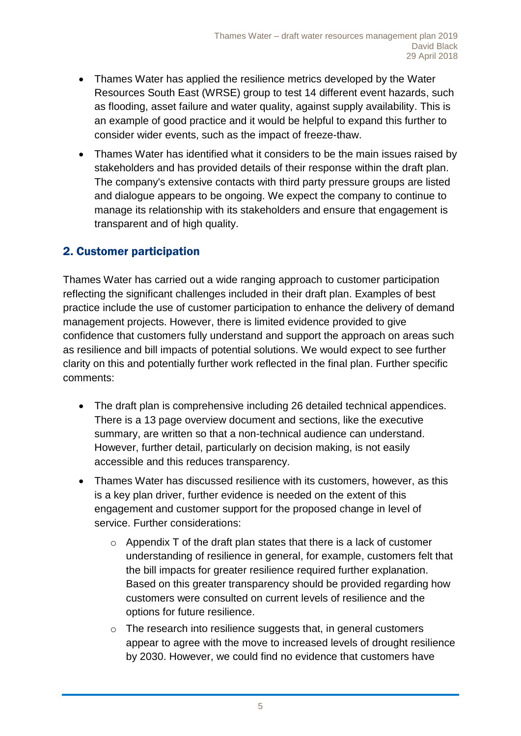- Thames Water has applied the resilience metrics developed by the Water Resources South East (WRSE) group to test 14 different event hazards, such as flooding, asset failure and water quality, against supply availability. This is an example of good practice and it would be helpful to expand this further to consider wider events, such as the impact of freeze-thaw.
- Thames Water has identified what it considers to be the main issues raised by stakeholders and has provided details of their response within the draft plan. The company's extensive contacts with third party pressure groups are listed and dialogue appears to be ongoing. We expect the company to continue to manage its relationship with its stakeholders and ensure that engagement is transparent and of high quality.

## 2. Customer participation

Thames Water has carried out a wide ranging approach to customer participation reflecting the significant challenges included in their draft plan. Examples of best practice include the use of customer participation to enhance the delivery of demand management projects. However, there is limited evidence provided to give confidence that customers fully understand and support the approach on areas such as resilience and bill impacts of potential solutions. We would expect to see further clarity on this and potentially further work reflected in the final plan. Further specific comments:

- The draft plan is comprehensive including 26 detailed technical appendices. There is a 13 page overview document and sections, like the executive summary, are written so that a non-technical audience can understand. However, further detail, particularly on decision making, is not easily accessible and this reduces transparency.
- Thames Water has discussed resilience with its customers, however, as this is a key plan driver, further evidence is needed on the extent of this engagement and customer support for the proposed change in level of service. Further considerations:
    - Appendix T of the draft plan states that there is a lack of customer understanding of resilience in general, for example, customers felt that the bill impacts for greater resilience required further explanation. Based on this greater transparency should be provided regarding how customers were consulted on current levels of resilience and the options for future resilience.
    - The research into resilience suggests that, in general customers appear to agree with the move to increased levels of drought resilience by 2030. However, we could find no evidence that customers have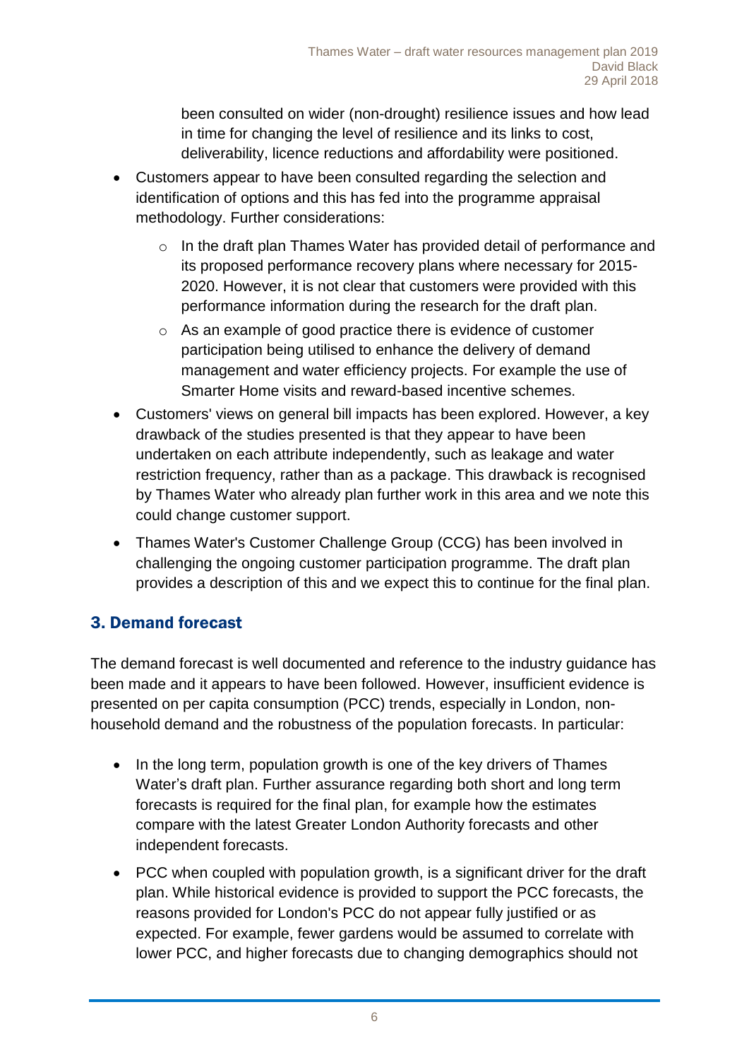been consulted on wider (non-drought) resilience issues and how lead in time for changing the level of resilience and its links to cost, deliverability, licence reductions and affordability were positioned.

- Customers appear to have been consulted regarding the selection and identification of options and this has fed into the programme appraisal methodology. Further considerations:
    - In the draft plan Thames Water has provided detail of performance and its proposed performance recovery plans where necessary for 2015-2020. However, it is not clear that customers were provided with this performance information during the research for the draft plan.
    - As an example of good practice there is evidence of customer participation being utilised to enhance the delivery of demand management and water efficiency projects. For example the use of Smarter Home visits and reward-based incentive schemes.
- Customers' views on general bill impacts has been explored. However, a key drawback of the studies presented is that they appear to have been undertaken on each attribute independently, such as leakage and water restriction frequency, rather than as a package. This drawback is recognised by Thames Water who already plan further work in this area and we note this could change customer support.
- Thames Water's Customer Challenge Group (CCG) has been involved in challenging the ongoing customer participation programme. The draft plan provides a description of this and we expect this to continue for the final plan.

## 3. Demand forecast

The demand forecast is well documented and reference to the industry guidance has been made and it appears to have been followed. However, insufficient evidence is presented on per capita consumption (PCC) trends, especially in London, non-household demand and the robustness of the population forecasts. In particular:

- In the long term, population growth is one of the key drivers of Thames Water's draft plan. Further assurance regarding both short and long term forecasts is required for the final plan, for example how the estimates compare with the latest Greater London Authority forecasts and other independent forecasts.
- PCC when coupled with population growth, is a significant driver for the draft plan. While historical evidence is provided to support the PCC forecasts, the reasons provided for London's PCC do not appear fully justified or as expected. For example, fewer gardens would be assumed to correlate with lower PCC, and higher forecasts due to changing demographics should not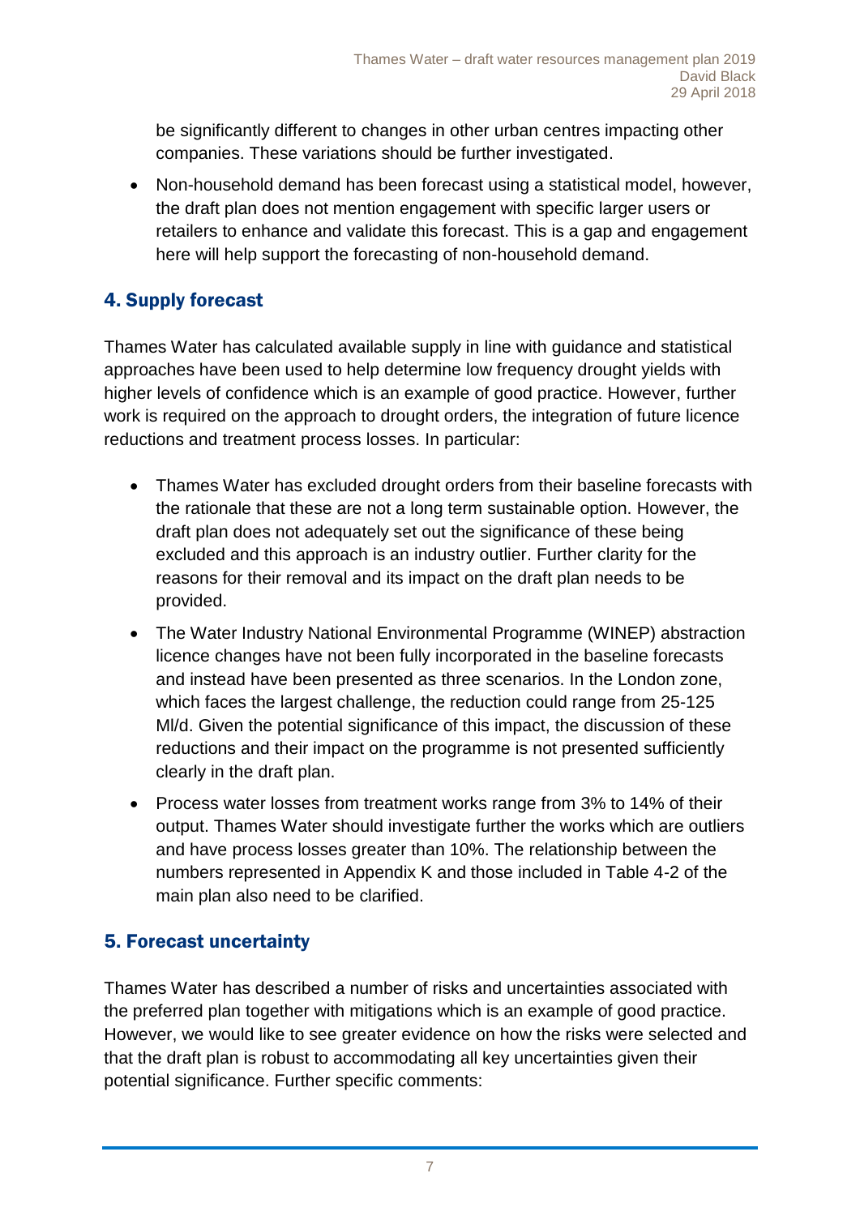be significantly different to changes in other urban centres impacting other companies. These variations should be further investigated.

- Non-household demand has been forecast using a statistical model, however, the draft plan does not mention engagement with specific larger users or retailers to enhance and validate this forecast. This is a gap and engagement here will help support the forecasting of non-household demand.

## 4. Supply forecast

Thames Water has calculated available supply in line with guidance and statistical approaches have been used to help determine low frequency drought yields with higher levels of confidence which is an example of good practice. However, further work is required on the approach to drought orders, the integration of future licence reductions and treatment process losses. In particular:

- Thames Water has excluded drought orders from their baseline forecasts with the rationale that these are not a long term sustainable option. However, the draft plan does not adequately set out the significance of these being excluded and this approach is an industry outlier. Further clarity for the reasons for their removal and its impact on the draft plan needs to be provided.
- The Water Industry National Environmental Programme (WINEP) abstraction licence changes have not been fully incorporated in the baseline forecasts and instead have been presented as three scenarios. In the London zone, which faces the largest challenge, the reduction could range from 25-125 Ml/d. Given the potential significance of this impact, the discussion of these reductions and their impact on the programme is not presented sufficiently clearly in the draft plan.
- Process water losses from treatment works range from 3% to 14% of their output. Thames Water should investigate further the works which are outliers and have process losses greater than 10%. The relationship between the numbers represented in Appendix K and those included in Table 4-2 of the main plan also need to be clarified.

## 5. Forecast uncertainty

Thames Water has described a number of risks and uncertainties associated with the preferred plan together with mitigations which is an example of good practice. However, we would like to see greater evidence on how the risks were selected and that the draft plan is robust to accommodating all key uncertainties given their potential significance. Further specific comments: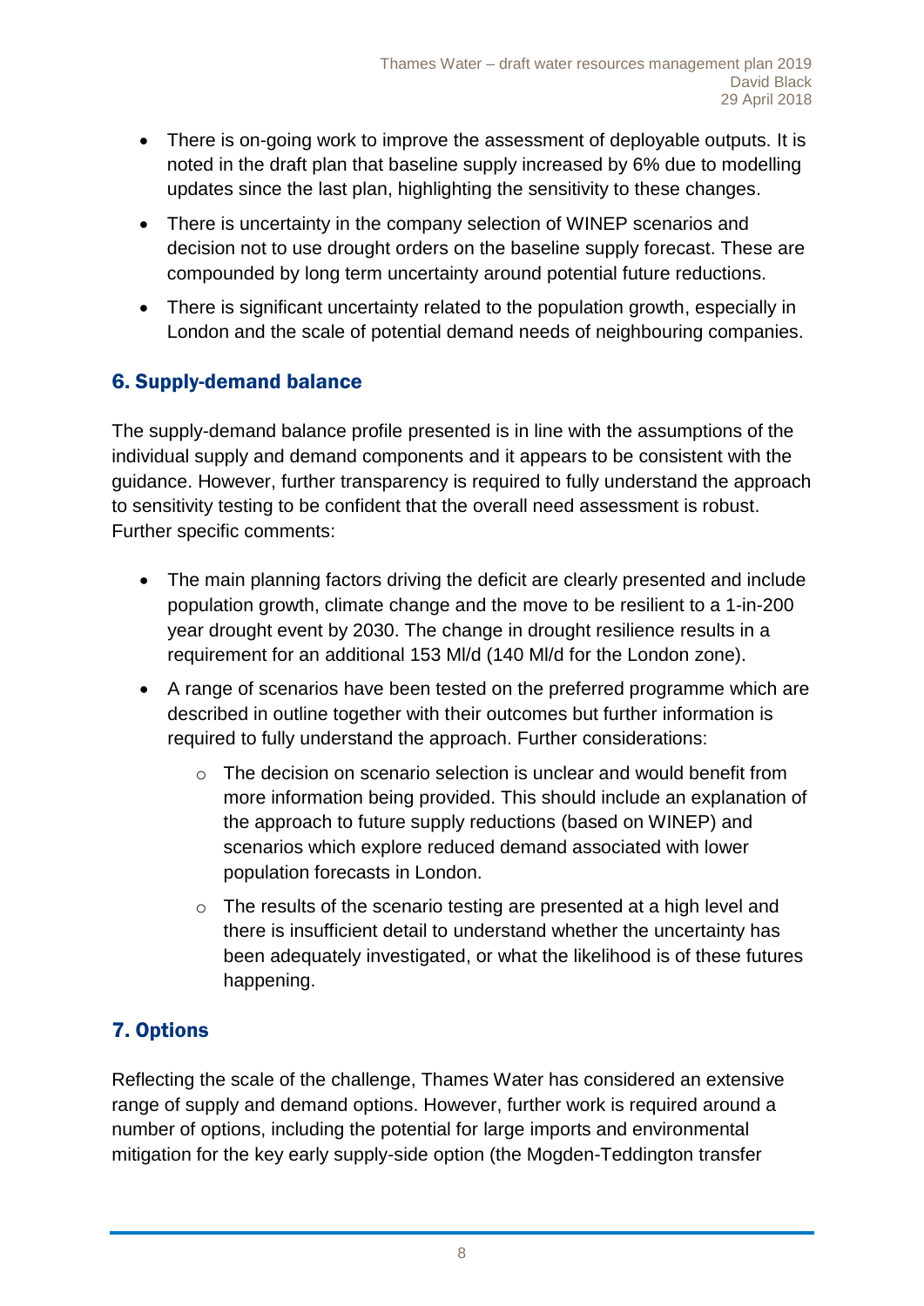- There is on-going work to improve the assessment of deployable outputs. It is noted in the draft plan that baseline supply increased by 6% due to modelling updates since the last plan, highlighting the sensitivity to these changes.
- There is uncertainty in the company selection of WINEP scenarios and decision not to use drought orders on the baseline supply forecast. These are compounded by long term uncertainty around potential future reductions.
- There is significant uncertainty related to the population growth, especially in London and the scale of potential demand needs of neighbouring companies.

## 6. Supply-demand balance

The supply-demand balance profile presented is in line with the assumptions of the individual supply and demand components and it appears to be consistent with the guidance. However, further transparency is required to fully understand the approach to sensitivity testing to be confident that the overall need assessment is robust. Further specific comments:

- The main planning factors driving the deficit are clearly presented and include population growth, climate change and the move to be resilient to a 1-in-200 year drought event by 2030. The change in drought resilience results in a requirement for an additional 153 Ml/d (140 Ml/d for the London zone).
- A range of scenarios have been tested on the preferred programme which are described in outline together with their outcomes but further information is required to fully understand the approach. Further considerations:
    - The decision on scenario selection is unclear and would benefit from more information being provided. This should include an explanation of the approach to future supply reductions (based on WINEP) and scenarios which explore reduced demand associated with lower population forecasts in London.
    - The results of the scenario testing are presented at a high level and there is insufficient detail to understand whether the uncertainty has been adequately investigated, or what the likelihood is of these futures happening.

## 7. Options

Reflecting the scale of the challenge, Thames Water has considered an extensive range of supply and demand options. However, further work is required around a number of options, including the potential for large imports and environmental mitigation for the key early supply-side option (the Mogden-Teddington transfer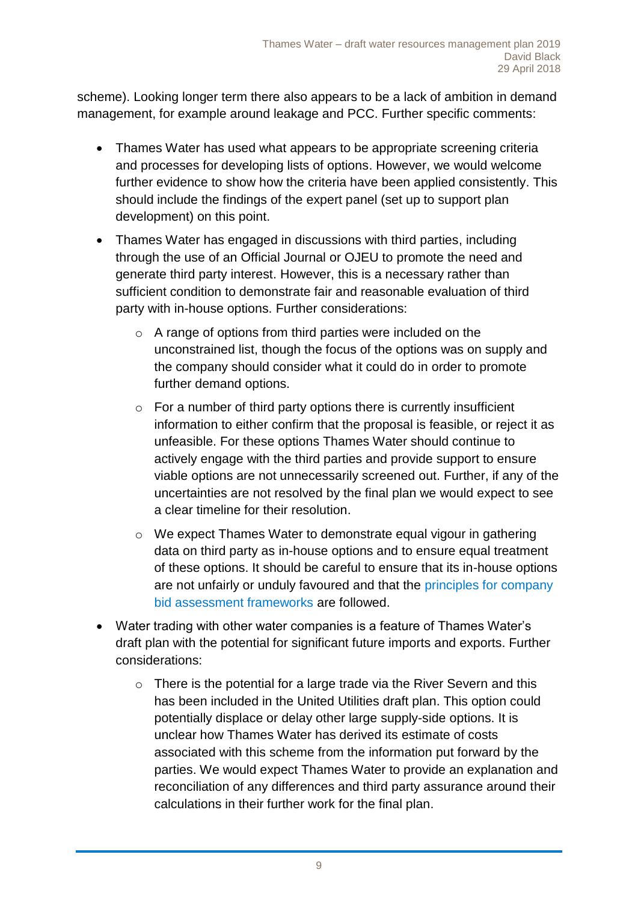scheme). Looking longer term there also appears to be a lack of ambition in demand management, for example around leakage and PCC. Further specific comments:

- Thames Water has used what appears to be appropriate screening criteria and processes for developing lists of options. However, we would welcome further evidence to show how the criteria have been applied consistently. This should include the findings of the expert panel (set up to support plan development) on this point.
- Thames Water has engaged in discussions with third parties, including through the use of an Official Journal or OJEU to promote the need and generate third party interest. However, this is a necessary rather than sufficient condition to demonstrate fair and reasonable evaluation of third party with in-house options. Further considerations:
    - A range of options from third parties were included on the unconstrained list, though the focus of the options was on supply and the company should consider what it could do in order to promote further demand options.
    - For a number of third party options there is currently insufficient information to either confirm that the proposal is feasible, or reject it as unfeasible. For these options Thames Water should continue to actively engage with the third parties and provide support to ensure viable options are not unnecessarily screened out. Further, if any of the uncertainties are not resolved by the final plan we would expect to see a clear timeline for their resolution.
    - We expect Thames Water to demonstrate equal vigour in gathering data on third party as in-house options and to ensure equal treatment of these options. It should be careful to ensure that its in-house options are not unfairly or unduly favoured and that the principles for company bid assessment frameworks are followed.
- Water trading with other water companies is a feature of Thames Water's draft plan with the potential for significant future imports and exports. Further considerations:
    - There is the potential for a large trade via the River Severn and this has been included in the United Utilities draft plan. This option could potentially displace or delay other large supply-side options. It is unclear how Thames Water has derived its estimate of costs associated with this scheme from the information put forward by the parties. We would expect Thames Water to provide an explanation and reconciliation of any differences and third party assurance around their calculations in their further work for the final plan.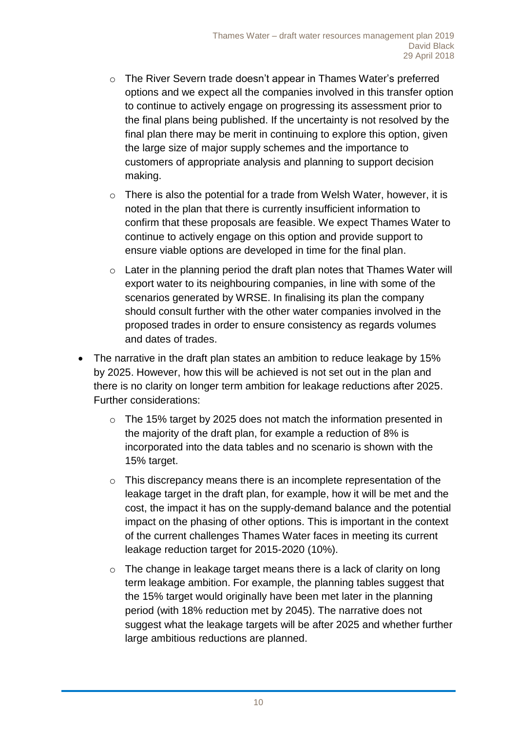- The River Severn trade doesn't appear in Thames Water's preferred options and we expect all the companies involved in this transfer option to continue to actively engage on progressing its assessment prior to the final plans being published. If the uncertainty is not resolved by the final plan there may be merit in continuing to explore this option, given the large size of major supply schemes and the importance to customers of appropriate analysis and planning to support decision making.
- There is also the potential for a trade from Welsh Water, however, it is noted in the plan that there is currently insufficient information to confirm that these proposals are feasible. We expect Thames Water to continue to actively engage on this option and provide support to ensure viable options are developed in time for the final plan.
- Later in the planning period the draft plan notes that Thames Water will export water to its neighbouring companies, in line with some of the scenarios generated by WRSE. In finalising its plan the company should consult further with the other water companies involved in the proposed trades in order to ensure consistency as regards volumes and dates of trades.

- The narrative in the draft plan states an ambition to reduce leakage by 15% by 2025. However, how this will be achieved is not set out in the plan and there is no clarity on longer term ambition for leakage reductions after 2025. Further considerations:
    - The 15% target by 2025 does not match the information presented in the majority of the draft plan, for example a reduction of 8% is incorporated into the data tables and no scenario is shown with the 15% target.
    - This discrepancy means there is an incomplete representation of the leakage target in the draft plan, for example, how it will be met and the cost, the impact it has on the supply-demand balance and the potential impact on the phasing of other options. This is important in the context of the current challenges Thames Water faces in meeting its current leakage reduction target for 2015-2020 (10%).
    - The change in leakage target means there is a lack of clarity on long term leakage ambition. For example, the planning tables suggest that the 15% target would originally have been met later in the planning period (with 18% reduction met by 2045). The narrative does not suggest what the leakage targets will be after 2025 and whether further large ambitious reductions are planned.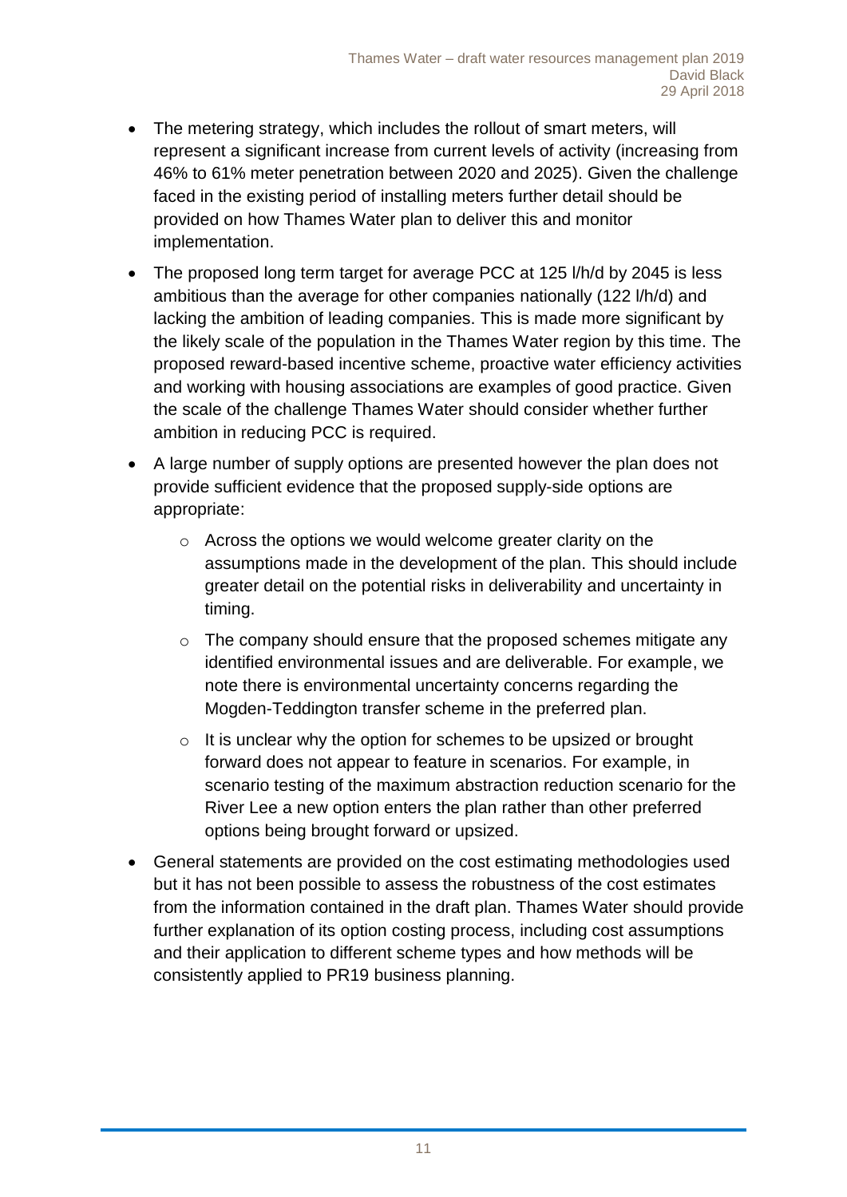- The metering strategy, which includes the rollout of smart meters, will represent a significant increase from current levels of activity (increasing from 46% to 61% meter penetration between 2020 and 2025). Given the challenge faced in the existing period of installing meters further detail should be provided on how Thames Water plan to deliver this and monitor implementation.
- The proposed long term target for average PCC at 125 l/h/d by 2045 is less ambitious than the average for other companies nationally (122 l/h/d) and lacking the ambition of leading companies. This is made more significant by the likely scale of the population in the Thames Water region by this time. The proposed reward-based incentive scheme, proactive water efficiency activities and working with housing associations are examples of good practice. Given the scale of the challenge Thames Water should consider whether further ambition in reducing PCC is required.
- A large number of supply options are presented however the plan does not provide sufficient evidence that the proposed supply-side options are appropriate:
  - Across the options we would welcome greater clarity on the assumptions made in the development of the plan. This should include greater detail on the potential risks in deliverability and uncertainty in timing.
  - The company should ensure that the proposed schemes mitigate any identified environmental issues and are deliverable. For example, we note there is environmental uncertainty concerns regarding the Mogden-Teddington transfer scheme in the preferred plan.
  - It is unclear why the option for schemes to be upsized or brought forward does not appear to feature in scenarios. For example, in scenario testing of the maximum abstraction reduction scenario for the River Lee a new option enters the plan rather than other preferred options being brought forward or upsized.
- General statements are provided on the cost estimating methodologies used but it has not been possible to assess the robustness of the cost estimates from the information contained in the draft plan. Thames Water should provide further explanation of its option costing process, including cost assumptions and their application to different scheme types and how methods will be consistently applied to PR19 business planning.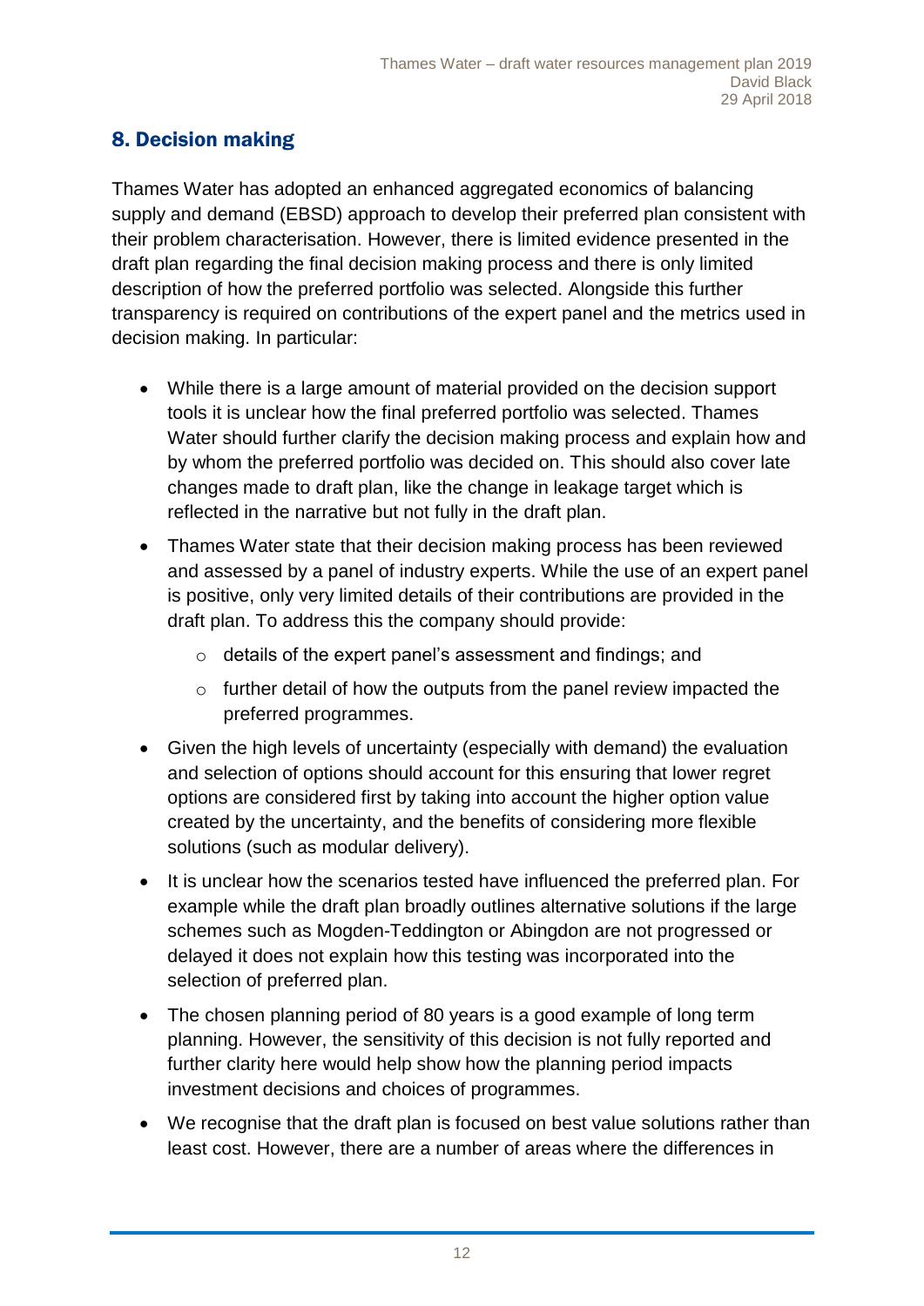## 8. Decision making

Thames Water has adopted an enhanced aggregated economics of balancing supply and demand (EBSD) approach to develop their preferred plan consistent with their problem characterisation. However, there is limited evidence presented in the draft plan regarding the final decision making process and there is only limited description of how the preferred portfolio was selected. Alongside this further transparency is required on contributions of the expert panel and the metrics used in decision making. In particular:

- While there is a large amount of material provided on the decision support tools it is unclear how the final preferred portfolio was selected. Thames Water should further clarify the decision making process and explain how and by whom the preferred portfolio was decided on. This should also cover late changes made to draft plan, like the change in leakage target which is reflected in the narrative but not fully in the draft plan.
- Thames Water state that their decision making process has been reviewed and assessed by a panel of industry experts. While the use of an expert panel is positive, only very limited details of their contributions are provided in the draft plan. To address this the company should provide:
  - details of the expert panel's assessment and findings; and
  - further detail of how the outputs from the panel review impacted the preferred programmes.
- Given the high levels of uncertainty (especially with demand) the evaluation and selection of options should account for this ensuring that lower regret options are considered first by taking into account the higher option value created by the uncertainty, and the benefits of considering more flexible solutions (such as modular delivery).
- It is unclear how the scenarios tested have influenced the preferred plan. For example while the draft plan broadly outlines alternative solutions if the large schemes such as Mogden-Teddington or Abingdon are not progressed or delayed it does not explain how this testing was incorporated into the selection of preferred plan.
- The chosen planning period of 80 years is a good example of long term planning. However, the sensitivity of this decision is not fully reported and further clarity here would help show how the planning period impacts investment decisions and choices of programmes.
- We recognise that the draft plan is focused on best value solutions rather than least cost. However, there are a number of areas where the differences in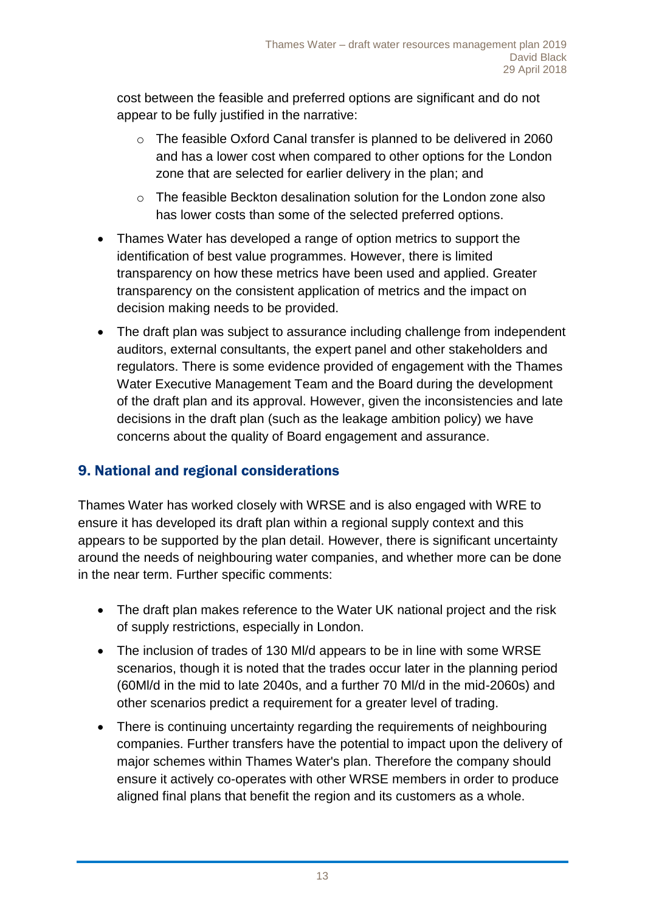cost between the feasible and preferred options are significant and do not appear to be fully justified in the narrative:

- The feasible Oxford Canal transfer is planned to be delivered in 2060 and has a lower cost when compared to other options for the London zone that are selected for earlier delivery in the plan; and
- The feasible Beckton desalination solution for the London zone also has lower costs than some of the selected preferred options.

- Thames Water has developed a range of option metrics to support the identification of best value programmes. However, there is limited transparency on how these metrics have been used and applied. Greater transparency on the consistent application of metrics and the impact on decision making needs to be provided.
- The draft plan was subject to assurance including challenge from independent auditors, external consultants, the expert panel and other stakeholders and regulators. There is some evidence provided of engagement with the Thames Water Executive Management Team and the Board during the development of the draft plan and its approval. However, given the inconsistencies and late decisions in the draft plan (such as the leakage ambition policy) we have concerns about the quality of Board engagement and assurance.

## 9. National and regional considerations

Thames Water has worked closely with WRSE and is also engaged with WRE to ensure it has developed its draft plan within a regional supply context and this appears to be supported by the plan detail. However, there is significant uncertainty around the needs of neighbouring water companies, and whether more can be done in the near term. Further specific comments:

- The draft plan makes reference to the Water UK national project and the risk of supply restrictions, especially in London.
- The inclusion of trades of 130 Ml/d appears to be in line with some WRSE scenarios, though it is noted that the trades occur later in the planning period (60Ml/d in the mid to late 2040s, and a further 70 Ml/d in the mid-2060s) and other scenarios predict a requirement for a greater level of trading.
- There is continuing uncertainty regarding the requirements of neighbouring companies. Further transfers have the potential to impact upon the delivery of major schemes within Thames Water's plan. Therefore the company should ensure it actively co-operates with other WRSE members in order to produce aligned final plans that benefit the region and its customers as a whole.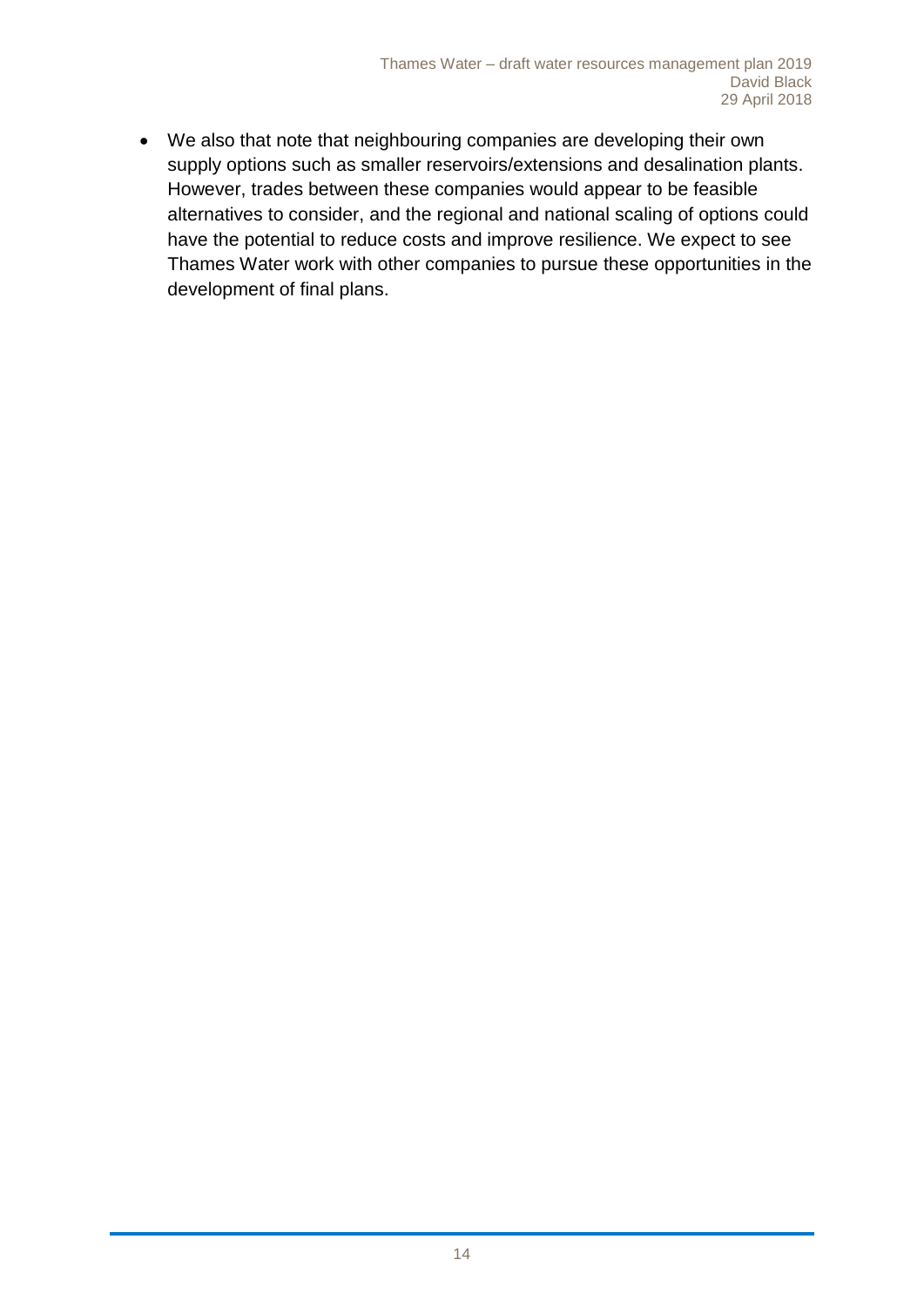- We also that note that neighbouring companies are developing their own supply options such as smaller reservoirs/extensions and desalination plants. However, trades between these companies would appear to be feasible alternatives to consider, and the regional and national scaling of options could have the potential to reduce costs and improve resilience. We expect to see Thames Water work with other companies to pursue these opportunities in the development of final plans.